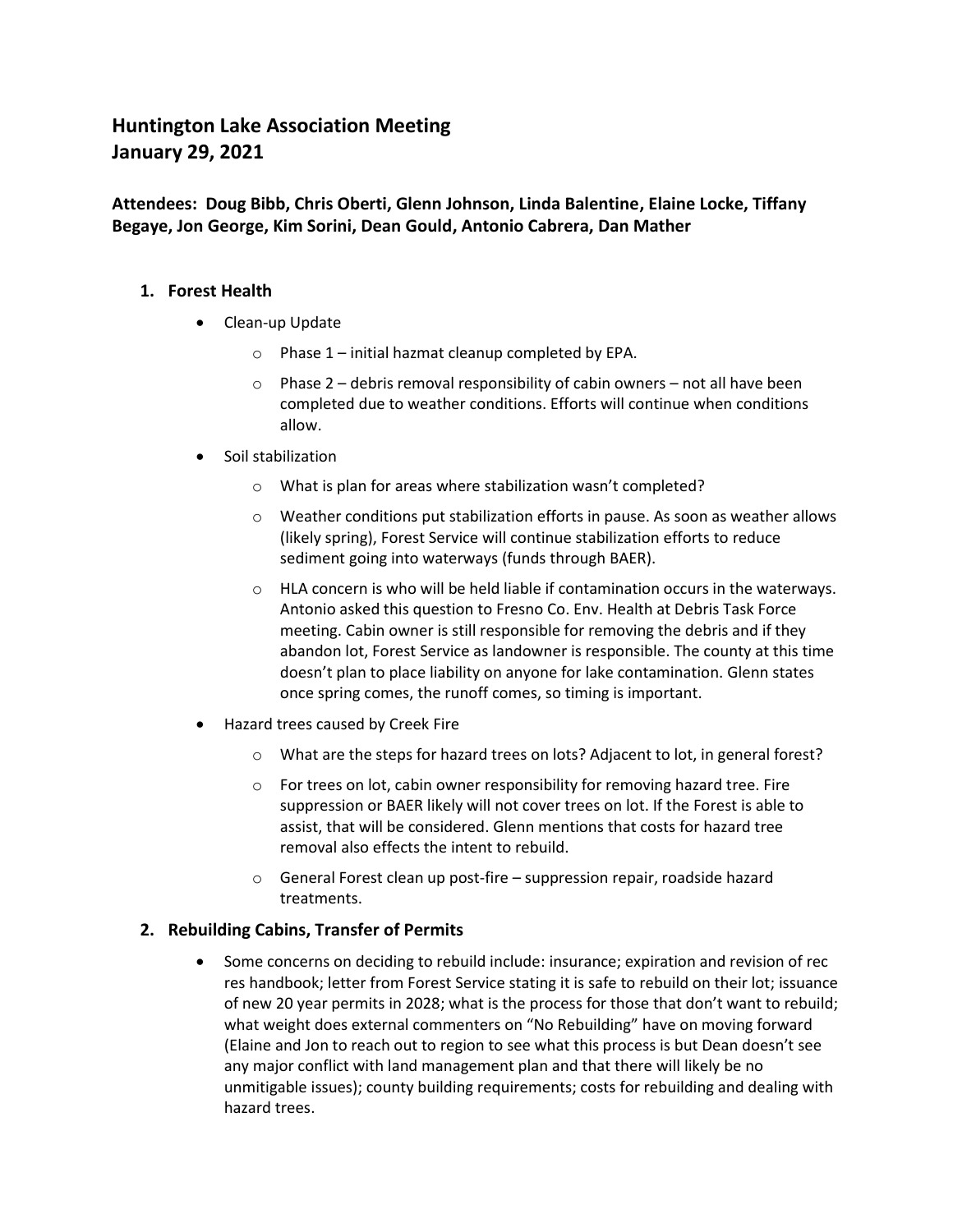# Huntington Lake Association Meeting
# January 29, 2021

**Attendees: Doug Bibb, Chris Oberti, Glenn Johnson, Linda Balentine, Elaine Locke, Tiffany Begaye, Jon George, Kim Sorini, Dean Gould, Antonio Cabrera, Dan Mather**

## 1. Forest Health

- Clean-up Update
  - Phase 1 – initial hazmat cleanup completed by EPA.
  - Phase 2 – debris removal responsibility of cabin owners – not all have been completed due to weather conditions. Efforts will continue when conditions allow.
- Soil stabilization
  - What is plan for areas where stabilization wasn't completed?
  - Weather conditions put stabilization efforts in pause. As soon as weather allows (likely spring), Forest Service will continue stabilization efforts to reduce sediment going into waterways (funds through BAER).
  - HLA concern is who will be held liable if contamination occurs in the waterways. Antonio asked this question to Fresno Co. Env. Health at Debris Task Force meeting. Cabin owner is still responsible for removing the debris and if they abandon lot, Forest Service as landowner is responsible. The county at this time doesn't plan to place liability on anyone for lake contamination. Glenn states once spring comes, the runoff comes, so timing is important.
- Hazard trees caused by Creek Fire
  - What are the steps for hazard trees on lots? Adjacent to lot, in general forest?
  - For trees on lot, cabin owner responsibility for removing hazard tree. Fire suppression or BAER likely will not cover trees on lot. If the Forest is able to assist, that will be considered. Glenn mentions that costs for hazard tree removal also effects the intent to rebuild.
  - General Forest clean up post-fire – suppression repair, roadside hazard treatments.

## 2. Rebuilding Cabins, Transfer of Permits

- Some concerns on deciding to rebuild include: insurance; expiration and revision of rec res handbook; letter from Forest Service stating it is safe to rebuild on their lot; issuance of new 20 year permits in 2028; what is the process for those that don't want to rebuild; what weight does external commenters on "No Rebuilding" have on moving forward (Elaine and Jon to reach out to region to see what this process is but Dean doesn't see any major conflict with land management plan and that there will likely be no unmitigable issues); county building requirements; costs for rebuilding and dealing with hazard trees.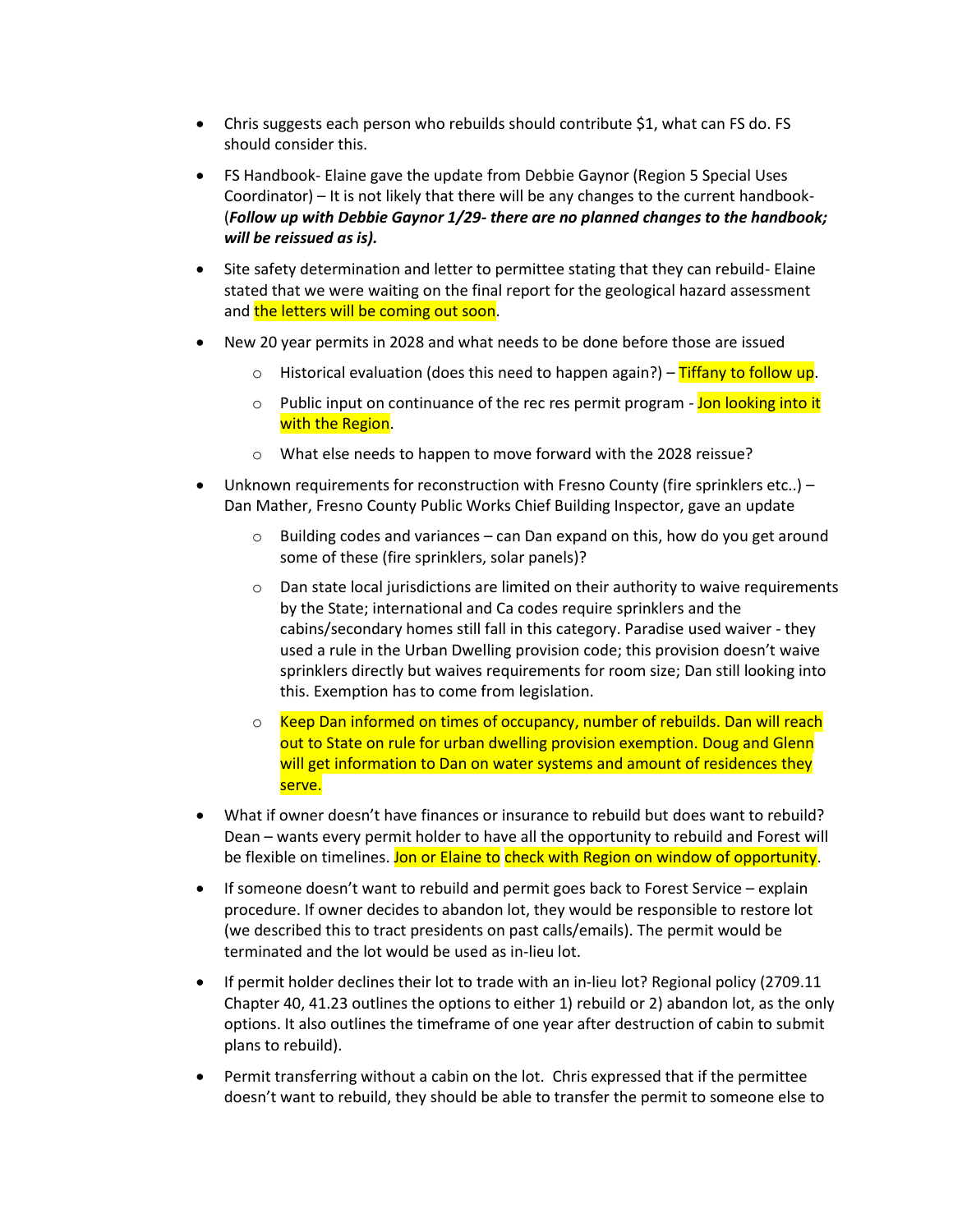- Chris suggests each person who rebuilds should contribute $1, what can FS do. FS should consider this.
- FS Handbook- Elaine gave the update from Debbie Gaynor (Region 5 Special Uses Coordinator) – It is not likely that there will be any changes to the current handbook- (***Follow up with Debbie Gaynor 1/29- there are no planned changes to the handbook; will be reissued as is).***
- Site safety determination and letter to permittee stating that they can rebuild- Elaine stated that we were waiting on the final report for the geological hazard assessment and the letters will be coming out soon.
- New 20 year permits in 2028 and what needs to be done before those are issued
    - Historical evaluation (does this need to happen again?) – Tiffany to follow up.
    - Public input on continuance of the rec res permit program - Jon looking into it with the Region.
    - What else needs to happen to move forward with the 2028 reissue?
- Unknown requirements for reconstruction with Fresno County (fire sprinklers etc..) – Dan Mather, Fresno County Public Works Chief Building Inspector, gave an update
    - Building codes and variances – can Dan expand on this, how do you get around some of these (fire sprinklers, solar panels)?
    - Dan state local jurisdictions are limited on their authority to waive requirements by the State; international and Ca codes require sprinklers and the cabins/secondary homes still fall in this category. Paradise used waiver - they used a rule in the Urban Dwelling provision code; this provision doesn't waive sprinklers directly but waives requirements for room size; Dan still looking into this. Exemption has to come from legislation.
    - Keep Dan informed on times of occupancy, number of rebuilds. Dan will reach out to State on rule for urban dwelling provision exemption. Doug and Glenn will get information to Dan on water systems and amount of residences they serve.
- What if owner doesn't have finances or insurance to rebuild but does want to rebuild? Dean – wants every permit holder to have all the opportunity to rebuild and Forest will be flexible on timelines. Jon or Elaine to check with Region on window of opportunity.
- If someone doesn't want to rebuild and permit goes back to Forest Service – explain procedure. If owner decides to abandon lot, they would be responsible to restore lot (we described this to tract presidents on past calls/emails). The permit would be terminated and the lot would be used as in-lieu lot.
- If permit holder declines their lot to trade with an in-lieu lot? Regional policy (2709.11 Chapter 40, 41.23 outlines the options to either 1) rebuild or 2) abandon lot, as the only options. It also outlines the timeframe of one year after destruction of cabin to submit plans to rebuild).
- Permit transferring without a cabin on the lot. Chris expressed that if the permittee doesn't want to rebuild, they should be able to transfer the permit to someone else to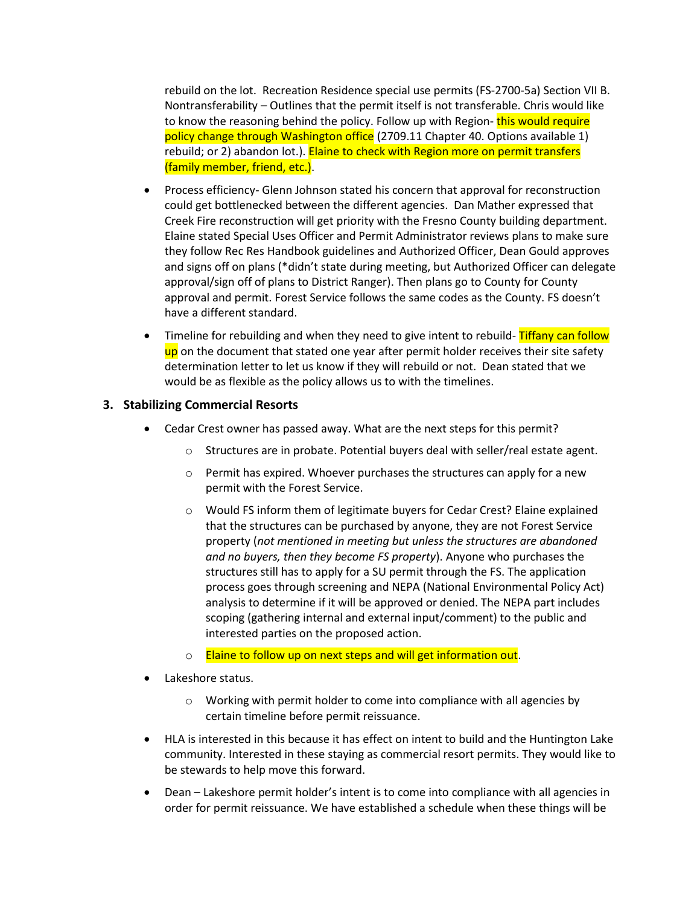rebuild on the lot. Recreation Residence special use permits (FS-2700-5a) Section VII B. Nontransferability – Outlines that the permit itself is not transferable. Chris would like to know the reasoning behind the policy. Follow up with Region- this would require policy change through Washington office (2709.11 Chapter 40. Options available 1) rebuild; or 2) abandon lot.). Elaine to check with Region more on permit transfers (family member, friend, etc.).

- Process efficiency- Glenn Johnson stated his concern that approval for reconstruction could get bottlenecked between the different agencies. Dan Mather expressed that Creek Fire reconstruction will get priority with the Fresno County building department. Elaine stated Special Uses Officer and Permit Administrator reviews plans to make sure they follow Rec Res Handbook guidelines and Authorized Officer, Dean Gould approves and signs off on plans (*didn't state during meeting, but Authorized Officer can delegate approval/sign off of plans to District Ranger). Then plans go to County for County approval and permit. Forest Service follows the same codes as the County. FS doesn't have a different standard.
- Timeline for rebuilding and when they need to give intent to rebuild- Tiffany can follow up on the document that stated one year after permit holder receives their site safety determination letter to let us know if they will rebuild or not. Dean stated that we would be as flexible as the policy allows us to with the timelines.

### 3. Stabilizing Commercial Resorts

- Cedar Crest owner has passed away. What are the next steps for this permit?
  - Structures are in probate. Potential buyers deal with seller/real estate agent.
  - Permit has expired. Whoever purchases the structures can apply for a new permit with the Forest Service.
  - Would FS inform them of legitimate buyers for Cedar Crest? Elaine explained that the structures can be purchased by anyone, they are not Forest Service property (*not mentioned in meeting but unless the structures are abandoned and no buyers, then they become FS property*). Anyone who purchases the structures still has to apply for a SU permit through the FS. The application process goes through screening and NEPA (National Environmental Policy Act) analysis to determine if it will be approved or denied. The NEPA part includes scoping (gathering internal and external input/comment) to the public and interested parties on the proposed action.
  - Elaine to follow up on next steps and will get information out.
- Lakeshore status.
  - Working with permit holder to come into compliance with all agencies by certain timeline before permit reissuance.
- HLA is interested in this because it has effect on intent to build and the Huntington Lake community. Interested in these staying as commercial resort permits. They would like to be stewards to help move this forward.
- Dean – Lakeshore permit holder's intent is to come into compliance with all agencies in order for permit reissuance. We have established a schedule when these things will be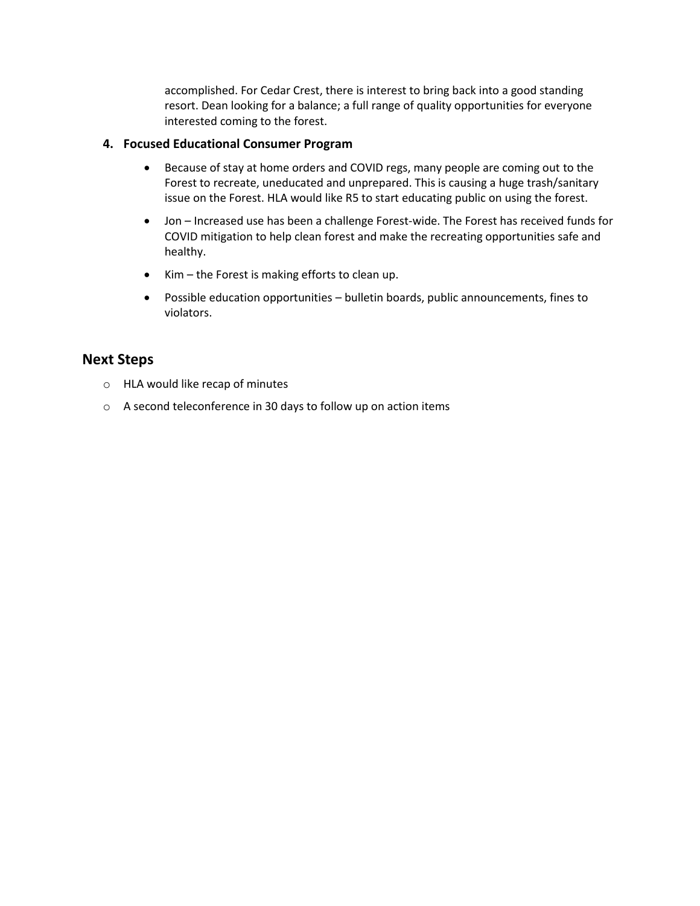accomplished. For Cedar Crest, there is interest to bring back into a good standing resort. Dean looking for a balance; a full range of quality opportunities for everyone interested coming to the forest.

4. **Focused Educational Consumer Program**

- Because of stay at home orders and COVID regs, many people are coming out to the Forest to recreate, uneducated and unprepared. This is causing a huge trash/sanitary issue on the Forest. HLA would like R5 to start educating public on using the forest.
- Jon – Increased use has been a challenge Forest-wide. The Forest has received funds for COVID mitigation to help clean forest and make the recreating opportunities safe and healthy.
- Kim – the Forest is making efforts to clean up.
- Possible education opportunities – bulletin boards, public announcements, fines to violators.

## Next Steps

- HLA would like recap of minutes
- A second teleconference in 30 days to follow up on action items